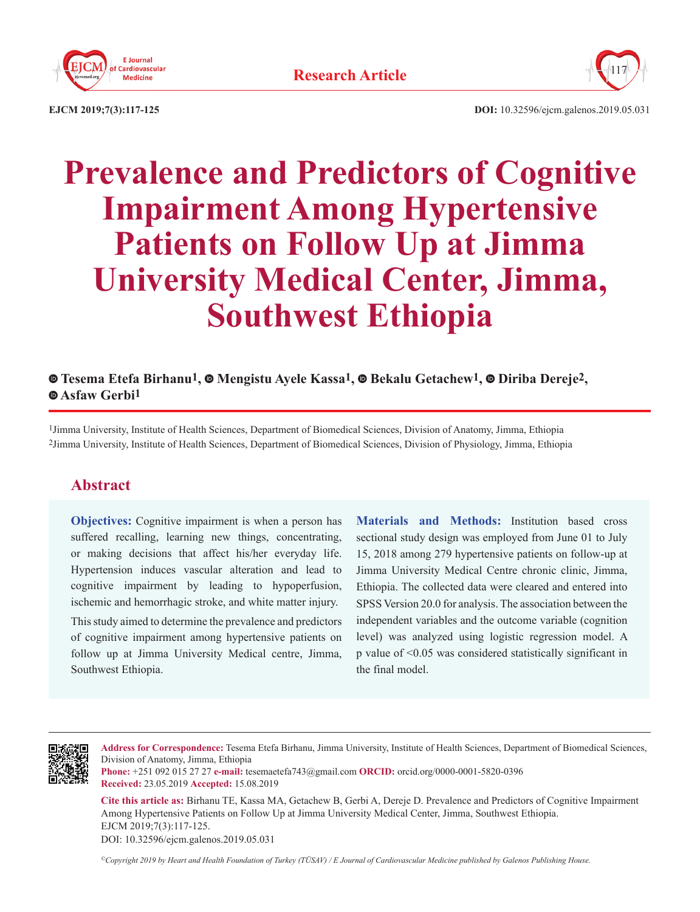**Research Article**

DOI: 10.32596/ejcm.galenos.2019.05.031

# Prevalence and Predictors of Cognitive Impairment Among Hypertensive Patients on Follow Up at Jimma University Medical Center, Jimma, Southwest Ethiopia

**Tesema Etefa Birhanu[1], Mengistu Ayele Kassa[1], Bekalu Getachew[1], Diriba Dereje[2], Asfaw Gerbi[1]**

[1]Jimma University, Institute of Health Sciences, Department of Biomedical Sciences, Division of Anatomy, Jimma, Ethiopia
[2]Jimma University, Institute of Health Sciences, Department of Biomedical Sciences, Division of Physiology, Jimma, Ethiopia

## Abstract

**Objectives:** Cognitive impairment is when a person has suffered recalling, learning new things, concentrating, or making decisions that affect his/her everyday life. Hypertension induces vascular alteration and lead to cognitive impairment by leading to hypoperfusion, ischemic and hemorrhagic stroke, and white matter injury.

This study aimed to determine the prevalence and predictors of cognitive impairment among hypertensive patients on follow up at Jimma University Medical centre, Jimma, Southwest Ethiopia.

**Materials and Methods:** Institution based cross sectional study design was employed from June 01 to July 15, 2018 among 279 hypertensive patients on follow-up at Jimma University Medical Centre chronic clinic, Jimma, Ethiopia. The collected data were cleared and entered into SPSS Version 20.0 for analysis. The association between the independent variables and the outcome variable (cognition level) was analyzed using logistic regression model. A p value of <0.05 was considered statistically significant in the final model.

---

**Address for Correspondence:** Tesema Etefa Birhanu, Jimma University, Institute of Health Sciences, Department of Biomedical Sciences, Division of Anatomy, Jimma, Ethiopia
**Phone:** +251 092 015 27 27 **e-mail:** tesemaetefa743@gmail.com **ORCID:** orcid.org/0000-0001-5820-0396
**Received:** 23.05.2019 **Accepted:** 15.08.2019

**Cite this article as:** Birhanu TE, Kassa MA, Getachew B, Gerbi A, Dereje D. Prevalence and Predictors of Cognitive Impairment Among Hypertensive Patients on Follow Up at Jimma University Medical Center, Jimma, Southwest Ethiopia. EJCM 2019;7(3):117-125.
DOI: 10.32596/ejcm.galenos.2019.05.031

*©Copyright 2019 by Heart and Health Foundation of Turkey (TÜSAV) / E Journal of Cardiovascular Medicine published by Galenos Publishing House.*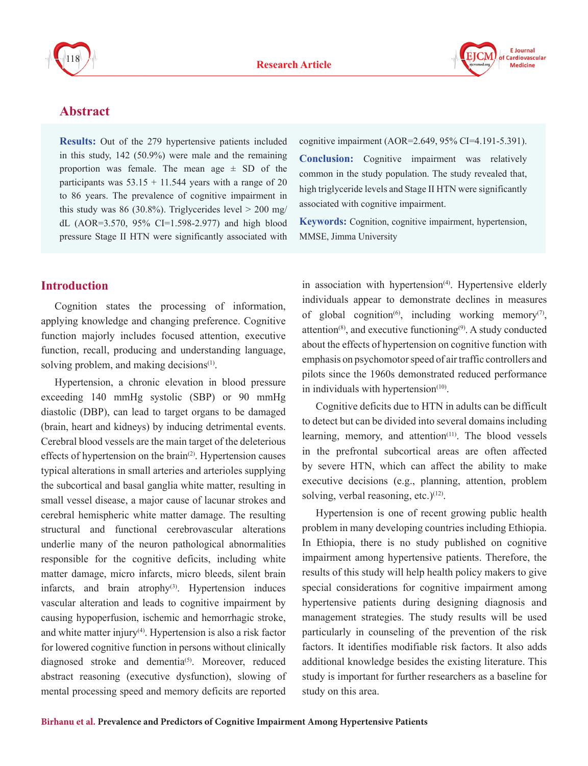## Abstract

**Results:** Out of the 279 hypertensive patients included in this study, 142 (50.9%) were male and the remaining proportion was female. The mean age ± SD of the participants was 53.15 + 11.544 years with a range of 20 to 86 years. The prevalence of cognitive impairment in this study was 86 (30.8%). Triglycerides level > 200 mg/dL (AOR=3.570, 95% CI=1.598-2.977) and high blood pressure Stage II HTN were significantly associated with cognitive impairment (AOR=2.649, 95% CI=4.191-5.391).

**Conclusion:** Cognitive impairment was relatively common in the study population. The study revealed that, high triglyceride levels and Stage II HTN were significantly associated with cognitive impairment.

**Keywords:** Cognition, cognitive impairment, hypertension, MMSE, Jimma University

## Introduction

Cognition states the processing of information, applying knowledge and changing preference. Cognitive function majorly includes focused attention, executive function, recall, producing and understanding language, solving problem, and making decisions[1].

Hypertension, a chronic elevation in blood pressure exceeding 140 mmHg systolic (SBP) or 90 mmHg diastolic (DBP), can lead to target organs to be damaged (brain, heart and kidneys) by inducing detrimental events. Cerebral blood vessels are the main target of the deleterious effects of hypertension on the brain[2]. Hypertension causes typical alterations in small arteries and arterioles supplying the subcortical and basal ganglia white matter, resulting in small vessel disease, a major cause of lacunar strokes and cerebral hemispheric white matter damage. The resulting structural and functional cerebrovascular alterations underlie many of the neuron pathological abnormalities responsible for the cognitive deficits, including white matter damage, micro infarcts, micro bleeds, silent brain infarcts, and brain atrophy[3]. Hypertension induces vascular alteration and leads to cognitive impairment by causing hypoperfusion, ischemic and hemorrhagic stroke, and white matter injury[4]. Hypertension is also a risk factor for lowered cognitive function in persons without clinically diagnosed stroke and dementia[5]. Moreover, reduced abstract reasoning (executive dysfunction), slowing of mental processing speed and memory deficits are reported in association with hypertension[4]. Hypertensive elderly individuals appear to demonstrate declines in measures of global cognition[6], including working memory[7], attention[8], and executive functioning[9]. A study conducted about the effects of hypertension on cognitive function with emphasis on psychomotor speed of air traffic controllers and pilots since the 1960s demonstrated reduced performance in individuals with hypertension[10].

Cognitive deficits due to HTN in adults can be difficult to detect but can be divided into several domains including learning, memory, and attention[11]. The blood vessels in the prefrontal subcortical areas are often affected by severe HTN, which can affect the ability to make executive decisions (e.g., planning, attention, problem solving, verbal reasoning, etc.)[12].

Hypertension is one of recent growing public health problem in many developing countries including Ethiopia. In Ethiopia, there is no study published on cognitive impairment among hypertensive patients. Therefore, the results of this study will help health policy makers to give special considerations for cognitive impairment among hypertensive patients during designing diagnosis and management strategies. The study results will be used particularly in counseling of the prevention of the risk factors. It identifies modifiable risk factors. It also adds additional knowledge besides the existing literature. This study is important for further researchers as a baseline for study on this area.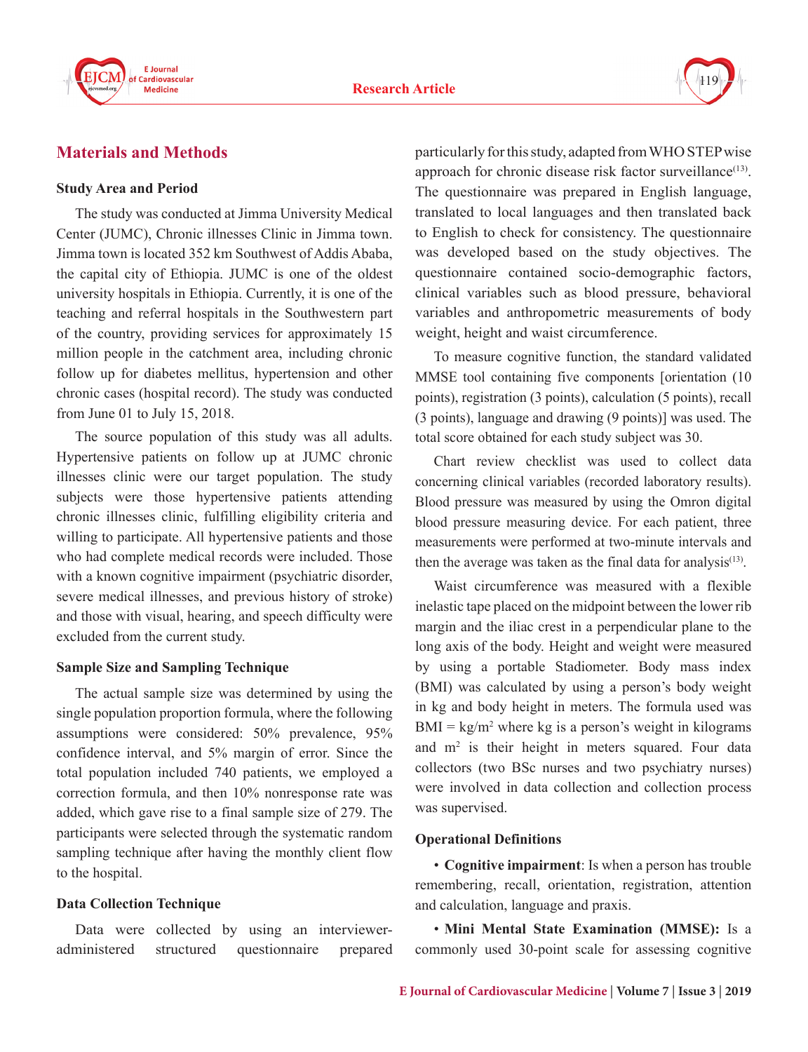## Materials and Methods

### Study Area and Period

The study was conducted at Jimma University Medical Center (JUMC), Chronic illnesses Clinic in Jimma town. Jimma town is located 352 km Southwest of Addis Ababa, the capital city of Ethiopia. JUMC is one of the oldest university hospitals in Ethiopia. Currently, it is one of the teaching and referral hospitals in the Southwestern part of the country, providing services for approximately 15 million people in the catchment area, including chronic follow up for diabetes mellitus, hypertension and other chronic cases (hospital record). The study was conducted from June 01 to July 15, 2018.

The source population of this study was all adults. Hypertensive patients on follow up at JUMC chronic illnesses clinic were our target population. The study subjects were those hypertensive patients attending chronic illnesses clinic, fulfilling eligibility criteria and willing to participate. All hypertensive patients and those who had complete medical records were included. Those with a known cognitive impairment (psychiatric disorder, severe medical illnesses, and previous history of stroke) and those with visual, hearing, and speech difficulty were excluded from the current study.

### Sample Size and Sampling Technique

The actual sample size was determined by using the single population proportion formula, where the following assumptions were considered: 50% prevalence, 95% confidence interval, and 5% margin of error. Since the total population included 740 patients, we employed a correction formula, and then 10% nonresponse rate was added, which gave rise to a final sample size of 279. The participants were selected through the systematic random sampling technique after having the monthly client flow to the hospital.

### Data Collection Technique

Data were collected by using an interviewer-administered structured questionnaire prepared particularly for this study, adapted from WHO STEPwise approach for chronic disease risk factor surveillance[13]. The questionnaire was prepared in English language, translated to local languages and then translated back to English to check for consistency. The questionnaire was developed based on the study objectives. The questionnaire contained socio-demographic factors, clinical variables such as blood pressure, behavioral variables and anthropometric measurements of body weight, height and waist circumference.

To measure cognitive function, the standard validated MMSE tool containing five components [orientation (10 points), registration (3 points), calculation (5 points), recall (3 points), language and drawing (9 points)] was used. The total score obtained for each study subject was 30.

Chart review checklist was used to collect data concerning clinical variables (recorded laboratory results). Blood pressure was measured by using the Omron digital blood pressure measuring device. For each patient, three measurements were performed at two-minute intervals and then the average was taken as the final data for analysis[13].

Waist circumference was measured with a flexible inelastic tape placed on the midpoint between the lower rib margin and the iliac crest in a perpendicular plane to the long axis of the body. Height and weight were measured by using a portable Stadiometer. Body mass index (BMI) was calculated by using a person's body weight in kg and body height in meters. The formula used was BMI = $kg/m^2$ where kg is a person's weight in kilograms and $m^2$ is their height in meters squared. Four data collectors (two BSc nurses and two psychiatry nurses) were involved in data collection and collection process was supervised.

### Operational Definitions

- **Cognitive impairment**: Is when a person has trouble remembering, recall, orientation, registration, attention and calculation, language and praxis.
- **Mini Mental State Examination (MMSE):** Is a commonly used 30-point scale for assessing cognitive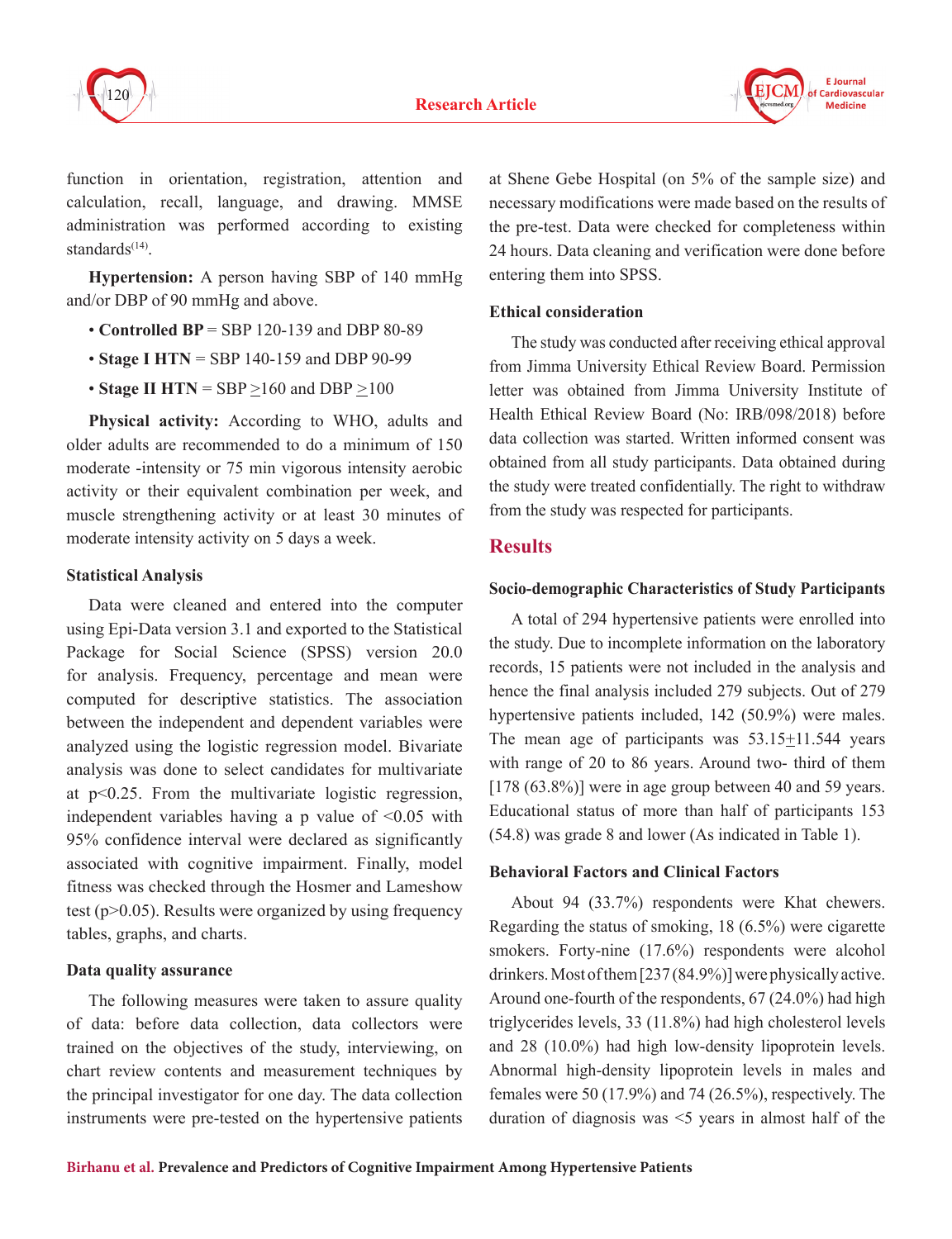function in orientation, registration, attention and calculation, recall, language, and drawing. MMSE administration was performed according to existing standards[14].

**Hypertension:** A person having SBP of 140 mmHg and/or DBP of 90 mmHg and above.

- **Controlled BP** = SBP 120-139 and DBP 80-89
- **Stage I HTN** = SBP 140-159 and DBP 90-99
- **Stage II HTN** = SBP ≥160 and DBP ≥100

**Physical activity:** According to WHO, adults and older adults are recommended to do a minimum of 150 moderate -intensity or 75 min vigorous intensity aerobic activity or their equivalent combination per week, and muscle strengthening activity or at least 30 minutes of moderate intensity activity on 5 days a week.

### Statistical Analysis

Data were cleaned and entered into the computer using Epi-Data version 3.1 and exported to the Statistical Package for Social Science (SPSS) version 20.0 for analysis. Frequency, percentage and mean were computed for descriptive statistics. The association between the independent and dependent variables were analyzed using the logistic regression model. Bivariate analysis was done to select candidates for multivariate at $p<0.25$. From the multivariate logistic regression, independent variables having a p value of $<0.05$ with 95% confidence interval were declared as significantly associated with cognitive impairment. Finally, model fitness was checked through the Hosmer and Lameshow test ($p>0.05$). Results were organized by using frequency tables, graphs, and charts.

### Data quality assurance

The following measures were taken to assure quality of data: before data collection, data collectors were trained on the objectives of the study, interviewing, on chart review contents and measurement techniques by the principal investigator for one day. The data collection instruments were pre-tested on the hypertensive patients at Shene Gebe Hospital (on 5% of the sample size) and necessary modifications were made based on the results of the pre-test. Data were checked for completeness within 24 hours. Data cleaning and verification were done before entering them into SPSS.

### Ethical consideration

The study was conducted after receiving ethical approval from Jimma University Ethical Review Board. Permission letter was obtained from Jimma University Institute of Health Ethical Review Board (No: IRB/098/2018) before data collection was started. Written informed consent was obtained from all study participants. Data obtained during the study were treated confidentially. The right to withdraw from the study was respected for participants.

## Results

### Socio-demographic Characteristics of Study Participants

A total of 294 hypertensive patients were enrolled into the study. Due to incomplete information on the laboratory records, 15 patients were not included in the analysis and hence the final analysis included 279 subjects. Out of 279 hypertensive patients included, 142 (50.9%) were males. The mean age of participants was 53.15±11.544 years with range of 20 to 86 years. Around two- third of them [178 (63.8%)] were in age group between 40 and 59 years. Educational status of more than half of participants 153 (54.8) was grade 8 and lower (As indicated in Table 1).

### Behavioral Factors and Clinical Factors

About 94 (33.7%) respondents were Khat chewers. Regarding the status of smoking, 18 (6.5%) were cigarette smokers. Forty-nine (17.6%) respondents were alcohol drinkers. Most of them [237 (84.9%)] were physically active. Around one-fourth of the respondents, 67 (24.0%) had high triglycerides levels, 33 (11.8%) had high cholesterol levels and 28 (10.0%) had high low-density lipoprotein levels. Abnormal high-density lipoprotein levels in males and females were 50 (17.9%) and 74 (26.5%), respectively. The duration of diagnosis was <5 years in almost half of the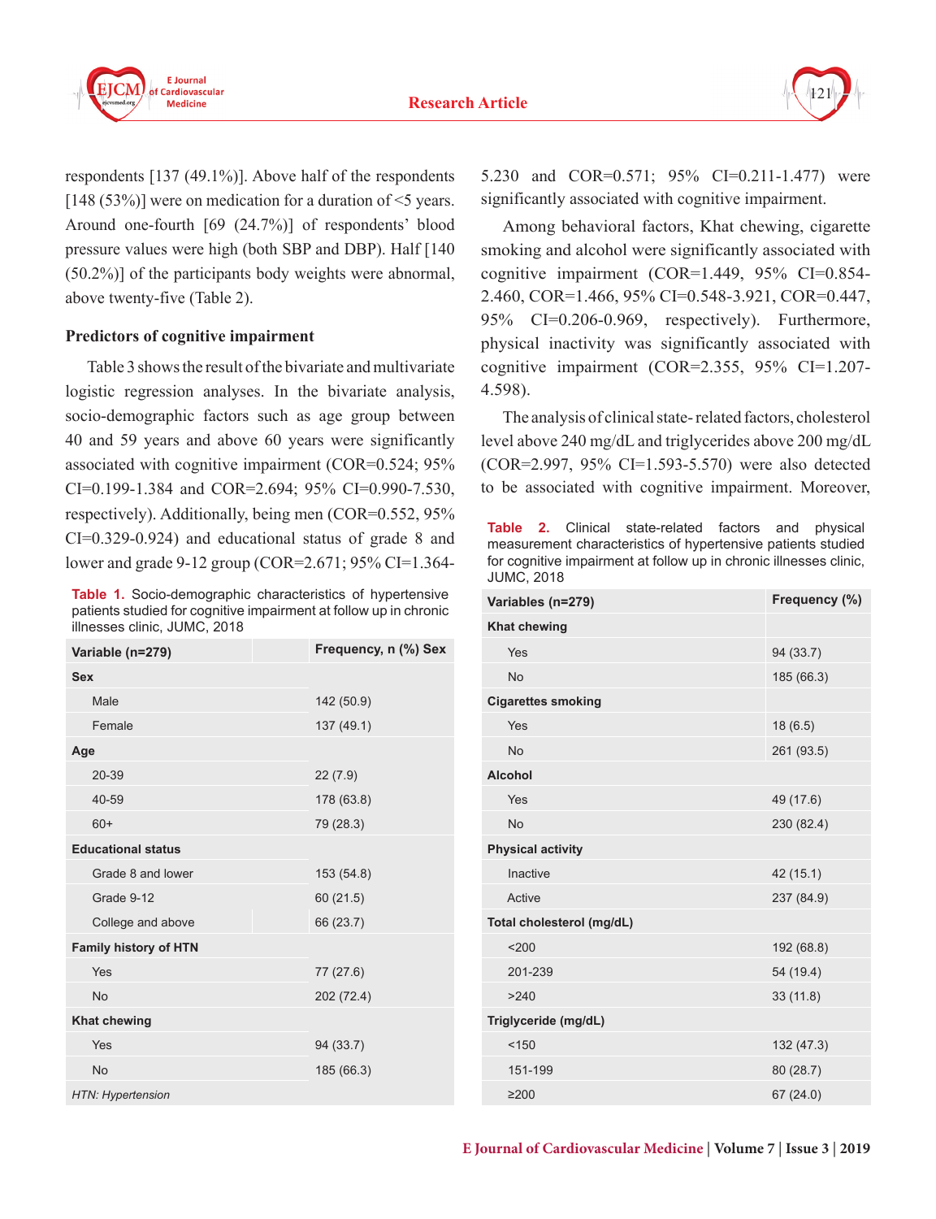respondents [137 (49.1%)]. Above half of the respondents [148 (53%)] were on medication for a duration of <5 years. Around one-fourth [69 (24.7%)] of respondents' blood pressure values were high (both SBP and DBP). Half [140 (50.2%)] of the participants body weights were abnormal, above twenty-five (Table 2).

### Predictors of cognitive impairment

Table 3 shows the result of the bivariate and multivariate logistic regression analyses. In the bivariate analysis, socio-demographic factors such as age group between 40 and 59 years and above 60 years were significantly associated with cognitive impairment (COR=0.524; 95% CI=0.199-1.384 and COR=2.694; 95% CI=0.990-7.530, respectively). Additionally, being men (COR=0.552, 95% CI=0.329-0.924) and educational status of grade 8 and lower and grade 9-12 group (COR=2.671; 95% CI=1.364-5.230 and COR=0.571; 95% CI=0.211-1.477) were significantly associated with cognitive impairment.

**Table 1.** Socio-demographic characteristics of hypertensive patients studied for cognitive impairment at follow up in chronic illnesses clinic, JUMC, 2018

| Variable (n=279) | | Frequency, n (%) Sex |
|---|---|---|
| **Sex** | | |
| Male | | 142 (50.9) |
| Female | | 137 (49.1) |
| **Age** | | |
| 20-39 | | 22 (7.9) |
| 40-59 | | 178 (63.8) |
| 60+ | | 79 (28.3) |
| **Educational status** | | |
| Grade 8 and lower | | 153 (54.8) |
| Grade 9-12 | | 60 (21.5) |
| College and above | | 66 (23.7) |
| **Family history of HTN** | | |
| Yes | | 77 (27.6) |
| No | | 202 (72.4) |
| **Khat chewing** | | |
| Yes | | 94 (33.7) |
| No | | 185 (66.3) |

*HTN: Hypertension*

Among behavioral factors, Khat chewing, cigarette smoking and alcohol were significantly associated with cognitive impairment (COR=1.449, 95% CI=0.854-2.460, COR=1.466, 95% CI=0.548-3.921, COR=0.447, 95% CI=0.206-0.969, respectively). Furthermore, physical inactivity was significantly associated with cognitive impairment (COR=2.355, 95% CI=1.207-4.598).

The analysis of clinical state- related factors, cholesterol level above 240 mg/dL and triglycerides above 200 mg/dL (COR=2.997, 95% CI=1.593-5.570) were also detected to be associated with cognitive impairment. Moreover,

**Table 2.** Clinical state-related factors and physical measurement characteristics of hypertensive patients studied for cognitive impairment at follow up in chronic illnesses clinic, JUMC, 2018

| Variables (n=279) | Frequency (%) |
|---|---|
| **Khat chewing** | |
| Yes | 94 (33.7) |
| No | 185 (66.3) |
| **Cigarettes smoking** | |
| Yes | 18 (6.5) |
| No | 261 (93.5) |
| **Alcohol** | |
| Yes | 49 (17.6) |
| No | 230 (82.4) |
| **Physical activity** | |
| Inactive | 42 (15.1) |
| Active | 237 (84.9) |
| **Total cholesterol (mg/dL)** | |
| <200 | 192 (68.8) |
| 201-239 | 54 (19.4) |
| >240 | 33 (11.8) |
| **Triglyceride (mg/dL)** | |
| <150 | 132 (47.3) |
| 151-199 | 80 (28.7) |
| ≥200 | 67 (24.0) |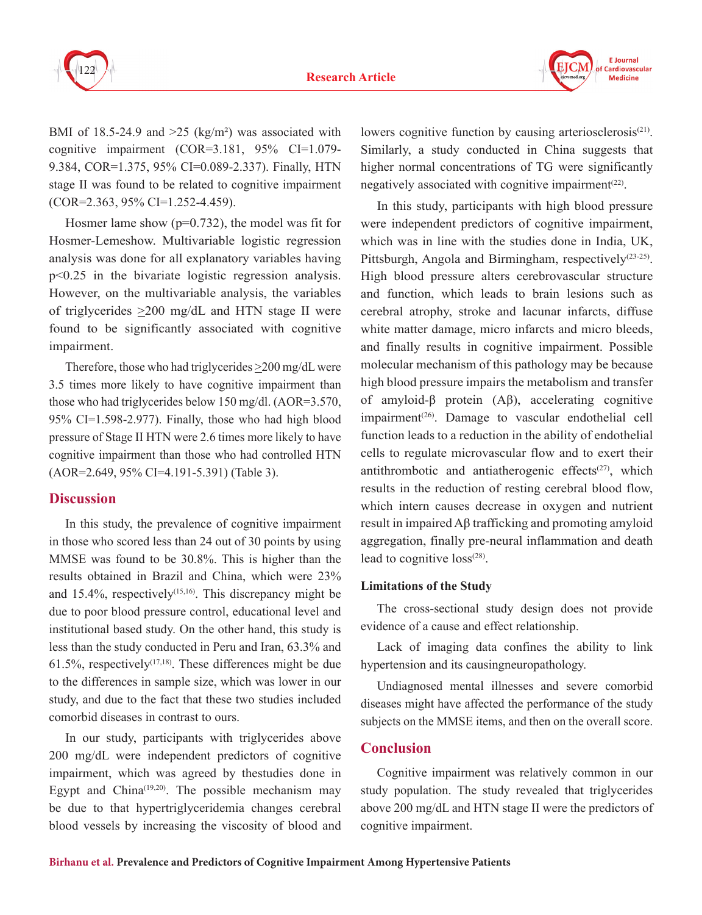BMI of 18.5-24.9 and >25 (kg/m²) was associated with cognitive impairment (COR=3.181, 95% CI=1.079-9.384, COR=1.375, 95% CI=0.089-2.337). Finally, HTN stage II was found to be related to cognitive impairment (COR=2.363, 95% CI=1.252-4.459).

Hosmer lame show (p=0.732), the model was fit for Hosmer-Lemeshow. Multivariable logistic regression analysis was done for all explanatory variables having p<0.25 in the bivariate logistic regression analysis. However, on the multivariable analysis, the variables of triglycerides ≥200 mg/dL and HTN stage II were found to be significantly associated with cognitive impairment.

Therefore, those who had triglycerides ≥200 mg/dL were 3.5 times more likely to have cognitive impairment than those who had triglycerides below 150 mg/dl. (AOR=3.570, 95% CI=1.598-2.977). Finally, those who had high blood pressure of Stage II HTN were 2.6 times more likely to have cognitive impairment than those who had controlled HTN (AOR=2.649, 95% CI=4.191-5.391) (Table 3).

## Discussion

In this study, the prevalence of cognitive impairment in those who scored less than 24 out of 30 points by using MMSE was found to be 30.8%. This is higher than the results obtained in Brazil and China, which were 23% and 15.4%, respectively[15,16]. This discrepancy might be due to poor blood pressure control, educational level and institutional based study. On the other hand, this study is less than the study conducted in Peru and Iran, 63.3% and 61.5%, respectively[17,18]. These differences might be due to the differences in sample size, which was lower in our study, and due to the fact that these two studies included comorbid diseases in contrast to ours.

In our study, participants with triglycerides above 200 mg/dL were independent predictors of cognitive impairment, which was agreed by thestudies done in Egypt and China[19,20]. The possible mechanism may be due to that hypertriglyceridemia changes cerebral blood vessels by increasing the viscosity of blood and lowers cognitive function by causing arteriosclerosis[21]. Similarly, a study conducted in China suggests that higher normal concentrations of TG were significantly negatively associated with cognitive impairment[22].

In this study, participants with high blood pressure were independent predictors of cognitive impairment, which was in line with the studies done in India, UK, Pittsburgh, Angola and Birmingham, respectively[23-25]. High blood pressure alters cerebrovascular structure and function, which leads to brain lesions such as cerebral atrophy, stroke and lacunar infarcts, diffuse white matter damage, micro infarcts and micro bleeds, and finally results in cognitive impairment. Possible molecular mechanism of this pathology may be because high blood pressure impairs the metabolism and transfer of amyloid-β protein (Aβ), accelerating cognitive impairment[26]. Damage to vascular endothelial cell function leads to a reduction in the ability of endothelial cells to regulate microvascular flow and to exert their antithrombotic and antiatherogenic effects[27], which results in the reduction of resting cerebral blood flow, which intern causes decrease in oxygen and nutrient result in impaired Aβ trafficking and promoting amyloid aggregation, finally pre-neural inflammation and death lead to cognitive loss[28].

### Limitations of the Study

The cross-sectional study design does not provide evidence of a cause and effect relationship.

Lack of imaging data confines the ability to link hypertension and its causingneuropathology.

Undiagnosed mental illnesses and severe comorbid diseases might have affected the performance of the study subjects on the MMSE items, and then on the overall score.

## Conclusion

Cognitive impairment was relatively common in our study population. The study revealed that triglycerides above 200 mg/dL and HTN stage II were the predictors of cognitive impairment.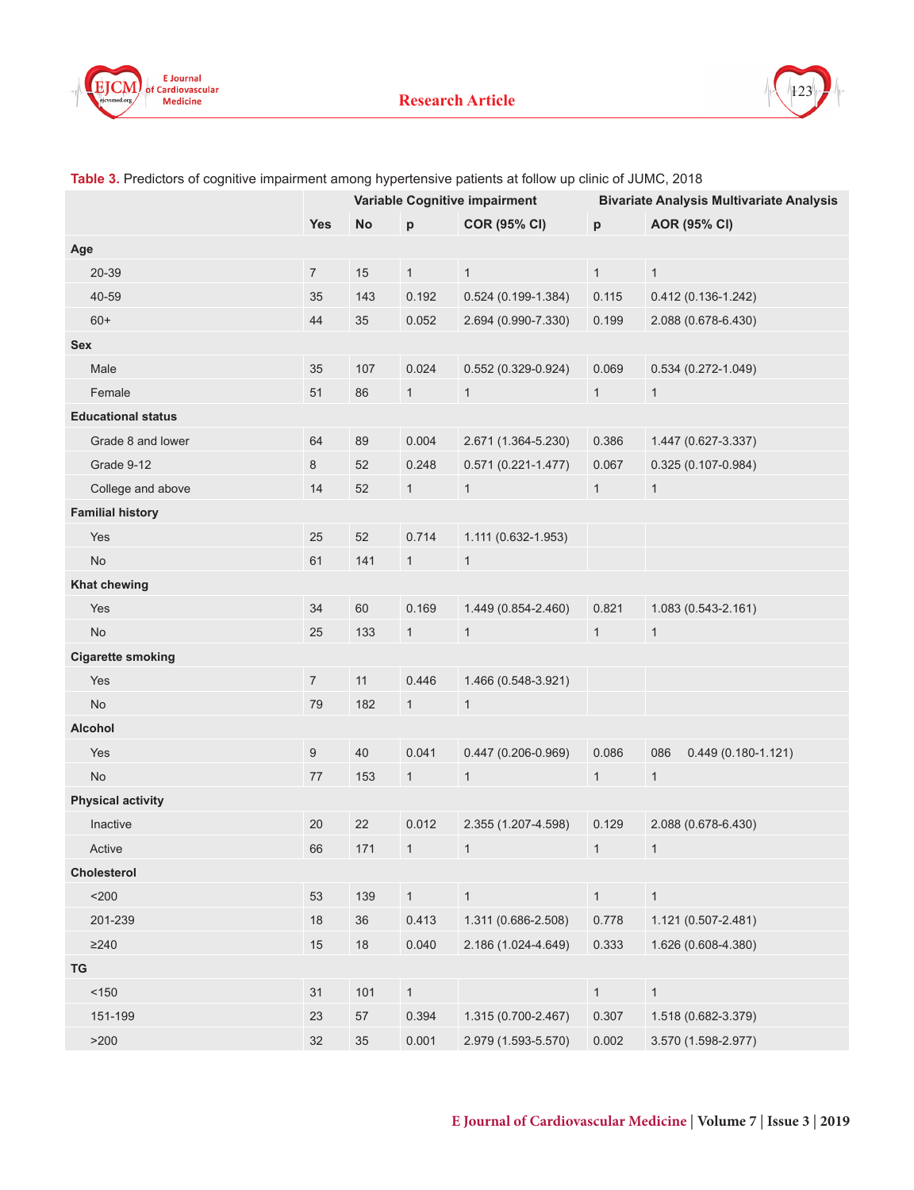**Table 3.** Predictors of cognitive impairment among hypertensive patients at follow up clinic of JUMC, 2018

| | Variable Cognitive impairment | | | Bivariate Analysis | Multivariate Analysis | |
|---|---|---|---|---|---|---|
| | Yes | No | p | COR (95% CI) | p | AOR (95% CI) |
| **Age** | | | | | | |
| 20-39 | 7 | 15 | 1 | 1 | 1 | 1 |
| 40-59 | 35 | 143 | 0.192 | 0.524 (0.199-1.384) | 0.115 | 0.412 (0.136-1.242) |
| 60+ | 44 | 35 | 0.052 | 2.694 (0.990-7.330) | 0.199 | 2.088 (0.678-6.430) |
| **Sex** | | | | | | |
| Male | 35 | 107 | 0.024 | 0.552 (0.329-0.924) | 0.069 | 0.534 (0.272-1.049) |
| Female | 51 | 86 | 1 | 1 | 1 | 1 |
| **Educational status** | | | | | | |
| Grade 8 and lower | 64 | 89 | 0.004 | 2.671 (1.364-5.230) | 0.386 | 1.447 (0.627-3.337) |
| Grade 9-12 | 8 | 52 | 0.248 | 0.571 (0.221-1.477) | 0.067 | 0.325 (0.107-0.984) |
| College and above | 14 | 52 | 1 | 1 | 1 | 1 |
| **Familial history** | | | | | | |
| Yes | 25 | 52 | 0.714 | 1.111 (0.632-1.953) | | |
| No | 61 | 141 | 1 | 1 | | |
| **Khat chewing** | | | | | | |
| Yes | 34 | 60 | 0.169 | 1.449 (0.854-2.460) | 0.821 | 1.083 (0.543-2.161) |
| No | 25 | 133 | 1 | 1 | 1 | 1 |
| **Cigarette smoking** | | | | | | |
| Yes | 7 | 11 | 0.446 | 1.466 (0.548-3.921) | | |
| No | 79 | 182 | 1 | 1 | | |
| **Alcohol** | | | | | | |
| Yes | 9 | 40 | 0.041 | 0.447 (0.206-0.969) | 0.086 | 086 0.449 (0.180-1.121) |
| No | 77 | 153 | 1 | 1 | 1 | 1 |
| **Physical activity** | | | | | | |
| Inactive | 20 | 22 | 0.012 | 2.355 (1.207-4.598) | 0.129 | 2.088 (0.678-6.430) |
| Active | 66 | 171 | 1 | 1 | 1 | 1 |
| **Cholesterol** | | | | | | |
| <200 | 53 | 139 | 1 | 1 | 1 | 1 |
| 201-239 | 18 | 36 | 0.413 | 1.311 (0.686-2.508) | 0.778 | 1.121 (0.507-2.481) |
| ≥240 | 15 | 18 | 0.040 | 2.186 (1.024-4.649) | 0.333 | 1.626 (0.608-4.380) |
| **TG** | | | | | | |
| <150 | 31 | 101 | 1 | | 1 | 1 |
| 151-199 | 23 | 57 | 0.394 | 1.315 (0.700-2.467) | 0.307 | 1.518 (0.682-3.379) |
| >200 | 32 | 35 | 0.001 | 2.979 (1.593-5.570) | 0.002 | 3.570 (1.598-2.977) |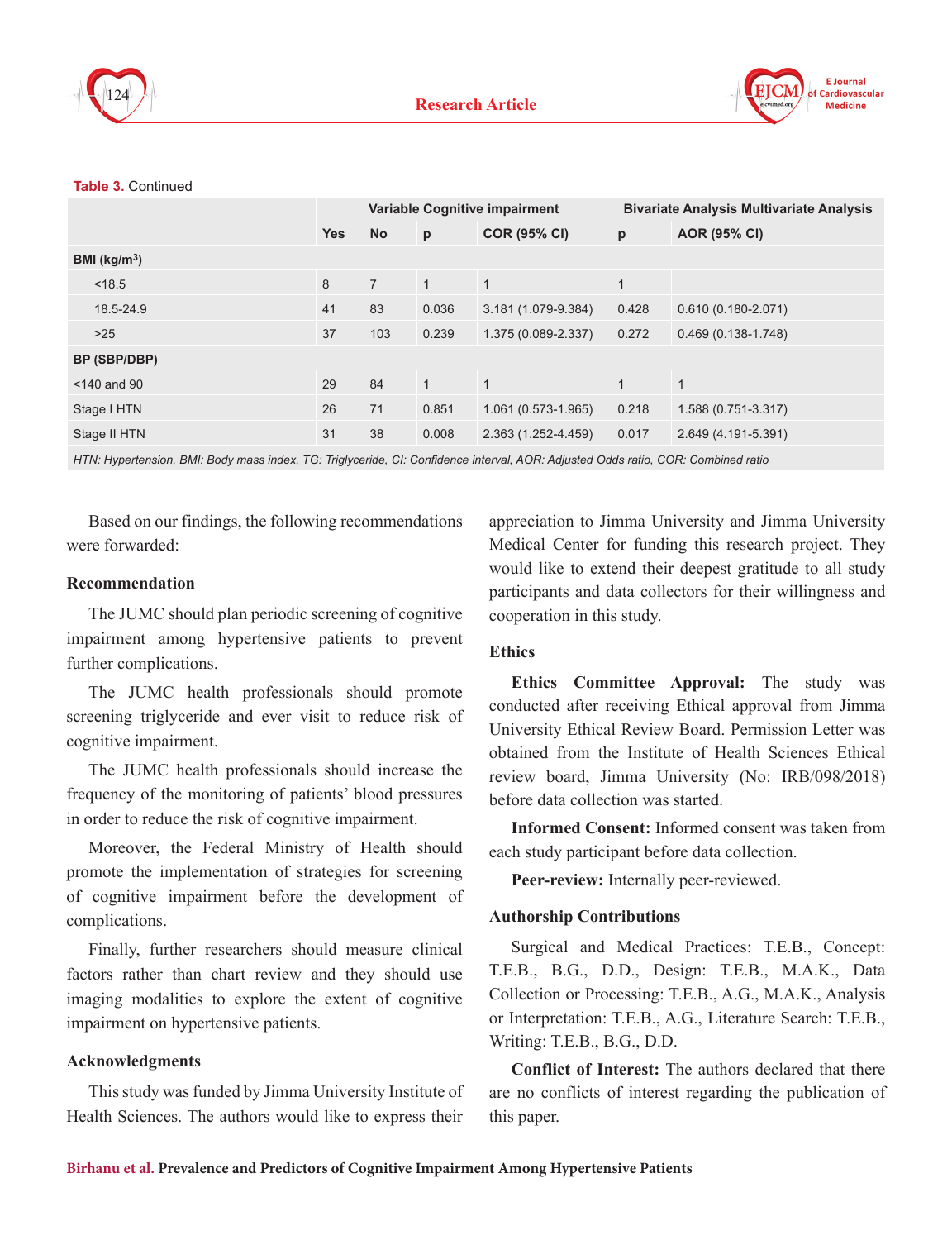**Table 3.** Continued

| | Variable Cognitive impairment | | | | Bivariate Analysis Multivariate Analysis | |
|---|---|---|---|---|---|---|
| | Yes | No | p | COR (95% CI) | p | AOR (95% CI) |
| **BMI (kg/m$^3$)** | | | | | | |
| <18.5 | 8 | 7 | 1 | 1 | 1 | |
| 18.5-24.9 | 41 | 83 | 0.036 | 3.181 (1.079-9.384) | 0.428 | 0.610 (0.180-2.071) |
| >25 | 37 | 103 | 0.239 | 1.375 (0.089-2.337) | 0.272 | 0.469 (0.138-1.748) |
| **BP (SBP/DBP)** | | | | | | |
| <140 and 90 | 29 | 84 | 1 | 1 | 1 | 1 |
| Stage I HTN | 26 | 71 | 0.851 | 1.061 (0.573-1.965) | 0.218 | 1.588 (0.751-3.317) |
| Stage II HTN | 31 | 38 | 0.008 | 2.363 (1.252-4.459) | 0.017 | 2.649 (4.191-5.391) |

*HTN: Hypertension, BMI: Body mass index, TG: Triglyceride, CI: Confidence interval, AOR: Adjusted Odds ratio, COR: Combined ratio*

Based on our findings, the following recommendations were forwarded:

### Recommendation

The JUMC should plan periodic screening of cognitive impairment among hypertensive patients to prevent further complications.

The JUMC health professionals should promote screening triglyceride and ever visit to reduce risk of cognitive impairment.

The JUMC health professionals should increase the frequency of the monitoring of patients' blood pressures in order to reduce the risk of cognitive impairment.

Moreover, the Federal Ministry of Health should promote the implementation of strategies for screening of cognitive impairment before the development of complications.

Finally, further researchers should measure clinical factors rather than chart review and they should use imaging modalities to explore the extent of cognitive impairment on hypertensive patients.

### Acknowledgments

This study was funded by Jimma University Institute of Health Sciences. The authors would like to express their appreciation to Jimma University and Jimma University Medical Center for funding this research project. They would like to extend their deepest gratitude to all study participants and data collectors for their willingness and cooperation in this study.

### Ethics

**Ethics Committee Approval:** The study was conducted after receiving Ethical approval from Jimma University Ethical Review Board. Permission Letter was obtained from the Institute of Health Sciences Ethical review board, Jimma University (No: IRB/098/2018) before data collection was started.

**Informed Consent:** Informed consent was taken from each study participant before data collection.

**Peer-review:** Internally peer-reviewed.

### Authorship Contributions

Surgical and Medical Practices: T.E.B., Concept: T.E.B., B.G., D.D., Design: T.E.B., M.A.K., Data Collection or Processing: T.E.B., A.G., M.A.K., Analysis or Interpretation: T.E.B., A.G., Literature Search: T.E.B., Writing: T.E.B., B.G., D.D.

**Conflict of Interest:** The authors declared that there are no conflicts of interest regarding the publication of this paper.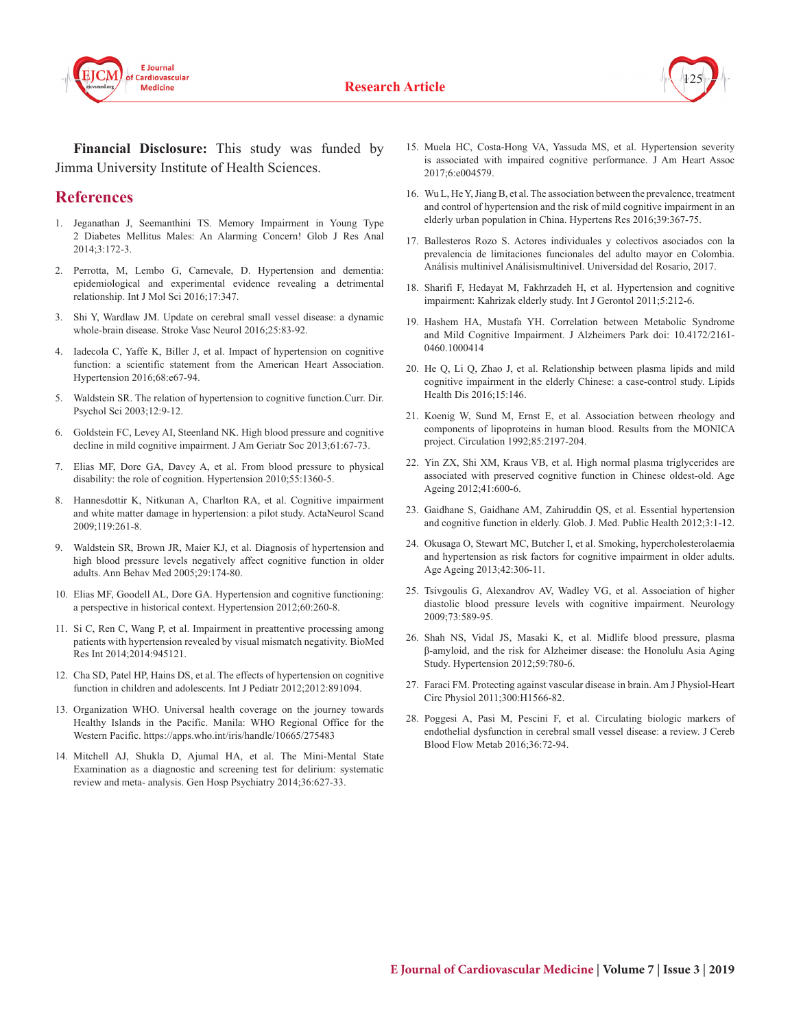**Financial Disclosure:** This study was funded by Jimma University Institute of Health Sciences.

## References

1. Jeganathan J, Seemanthini TS. Memory Impairment in Young Type 2 Diabetes Mellitus Males: An Alarming Concern! Glob J Res Anal 2014;3:172-3.
2. Perrotta, M, Lembo G, Carnevale, D. Hypertension and dementia: epidemiological and experimental evidence revealing a detrimental relationship. Int J Mol Sci 2016;17:347.
3. Shi Y, Wardlaw JM. Update on cerebral small vessel disease: a dynamic whole-brain disease. Stroke Vasc Neurol 2016;25:83-92.
4. Iadecola C, Yaffe K, Biller J, et al. Impact of hypertension on cognitive function: a scientific statement from the American Heart Association. Hypertension 2016;68:e67-94.
5. Waldstein SR. The relation of hypertension to cognitive function.Curr. Dir. Psychol Sci 2003;12:9-12.
6. Goldstein FC, Levey AI, Steenland NK. High blood pressure and cognitive decline in mild cognitive impairment. J Am Geriatr Soc 2013;61:67-73.
7. Elias MF, Dore GA, Davey A, et al. From blood pressure to physical disability: the role of cognition. Hypertension 2010;55:1360-5.
8. Hannesdottir K, Nitkunan A, Charlton RA, et al. Cognitive impairment and white matter damage in hypertension: a pilot study. ActaNeurol Scand 2009;119:261-8.
9. Waldstein SR, Brown JR, Maier KJ, et al. Diagnosis of hypertension and high blood pressure levels negatively affect cognitive function in older adults. Ann Behav Med 2005;29:174-80.
10. Elias MF, Goodell AL, Dore GA. Hypertension and cognitive functioning: a perspective in historical context. Hypertension 2012;60:260-8.
11. Si C, Ren C, Wang P, et al. Impairment in preattentive processing among patients with hypertension revealed by visual mismatch negativity. BioMed Res Int 2014;2014:945121.
12. Cha SD, Patel HP, Hains DS, et al. The effects of hypertension on cognitive function in children and adolescents. Int J Pediatr 2012;2012:891094.
13. Organization WHO. Universal health coverage on the journey towards Healthy Islands in the Pacific. Manila: WHO Regional Office for the Western Pacific. https://apps.who.int/iris/handle/10665/275483
14. Mitchell AJ, Shukla D, Ajumal HA, et al. The Mini-Mental State Examination as a diagnostic and screening test for delirium: systematic review and meta- analysis. Gen Hosp Psychiatry 2014;36:627-33.
15. Muela HC, Costa-Hong VA, Yassuda MS, et al. Hypertension severity is associated with impaired cognitive performance. J Am Heart Assoc 2017;6:e004579.
16. Wu L, He Y, Jiang B, et al. The association between the prevalence, treatment and control of hypertension and the risk of mild cognitive impairment in an elderly urban population in China. Hypertens Res 2016;39:367-75.
17. Ballesteros Rozo S. Actores individuales y colectivos asociados con la prevalencia de limitaciones funcionales del adulto mayor en Colombia. Análisis multinivel Análisismultinivel. Universidad del Rosario, 2017.
18. Sharifi F, Hedayat M, Fakhrzadeh H, et al. Hypertension and cognitive impairment: Kahrizak elderly study. Int J Gerontol 2011;5:212-6.
19. Hashem HA, Mustafa YH. Correlation between Metabolic Syndrome and Mild Cognitive Impairment. J Alzheimers Park doi: 10.4172/2161-0460.1000414
20. He Q, Li Q, Zhao J, et al. Relationship between plasma lipids and mild cognitive impairment in the elderly Chinese: a case-control study. Lipids Health Dis 2016;15:146.
21. Koenig W, Sund M, Ernst E, et al. Association between rheology and components of lipoproteins in human blood. Results from the MONICA project. Circulation 1992;85:2197-204.
22. Yin ZX, Shi XM, Kraus VB, et al. High normal plasma triglycerides are associated with preserved cognitive function in Chinese oldest-old. Age Ageing 2012;41:600-6.
23. Gaidhane S, Gaidhane AM, Zahiruddin QS, et al. Essential hypertension and cognitive function in elderly. Glob. J. Med. Public Health 2012;3:1-12.
24. Okusaga O, Stewart MC, Butcher I, et al. Smoking, hypercholesterolaemia and hypertension as risk factors for cognitive impairment in older adults. Age Ageing 2013;42:306-11.
25. Tsivgoulis G, Alexandrov AV, Wadley VG, et al. Association of higher diastolic blood pressure levels with cognitive impairment. Neurology 2009;73:589-95.
26. Shah NS, Vidal JS, Masaki K, et al. Midlife blood pressure, plasma β-amyloid, and the risk for Alzheimer disease: the Honolulu Asia Aging Study. Hypertension 2012;59:780-6.
27. Faraci FM. Protecting against vascular disease in brain. Am J Physiol-Heart Circ Physiol 2011;300:H1566-82.
28. Poggesi A, Pasi M, Pescini F, et al. Circulating biologic markers of endothelial dysfunction in cerebral small vessel disease: a review. J Cereb Blood Flow Metab 2016;36:72-94.